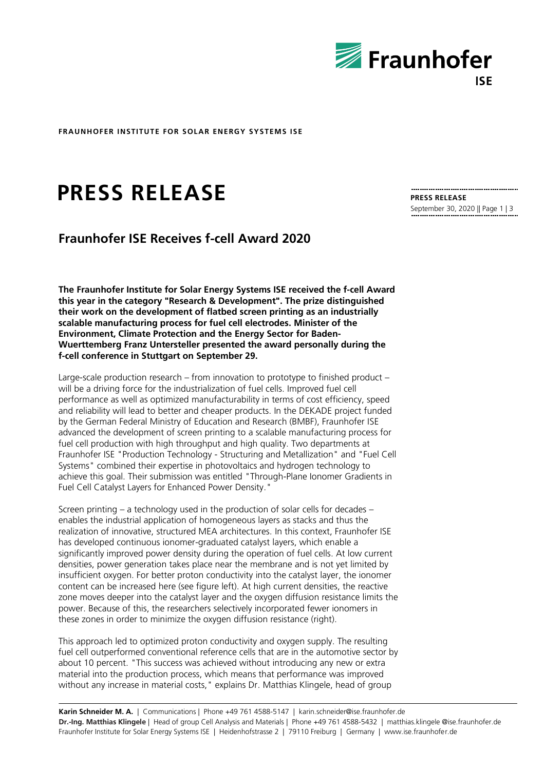**FRAUNHOFER INSTITUTE FOR SOLAR ENERGY SYSTEMS ISE**

# PRESS RELEASE

**PRESS RELEASE**
September 30, 2020 || Page 1 | 3

## Fraunhofer ISE Receives f-cell Award 2020

**The Fraunhofer Institute for Solar Energy Systems ISE received the f-cell Award this year in the category "Research & Development". The prize distinguished their work on the development of flatbed screen printing as an industrially scalable manufacturing process for fuel cell electrodes. Minister of the Environment, Climate Protection and the Energy Sector for Baden-Wuerttemberg Franz Untersteller presented the award personally during the f-cell conference in Stuttgart on September 29.**

Large-scale production research – from innovation to prototype to finished product – will be a driving force for the industrialization of fuel cells. Improved fuel cell performance as well as optimized manufacturability in terms of cost efficiency, speed and reliability will lead to better and cheaper products. In the DEKADE project funded by the German Federal Ministry of Education and Research (BMBF), Fraunhofer ISE advanced the development of screen printing to a scalable manufacturing process for fuel cell production with high throughput and high quality. Two departments at Fraunhofer ISE "Production Technology - Structuring and Metallization" and "Fuel Cell Systems" combined their expertise in photovoltaics and hydrogen technology to achieve this goal. Their submission was entitled "Through-Plane Ionomer Gradients in Fuel Cell Catalyst Layers for Enhanced Power Density."

Screen printing – a technology used in the production of solar cells for decades – enables the industrial application of homogeneous layers as stacks and thus the realization of innovative, structured MEA architectures. In this context, Fraunhofer ISE has developed continuous ionomer-graduated catalyst layers, which enable a significantly improved power density during the operation of fuel cells. At low current densities, power generation takes place near the membrane and is not yet limited by insufficient oxygen. For better proton conductivity into the catalyst layer, the ionomer content can be increased here (see figure left). At high current densities, the reactive zone moves deeper into the catalyst layer and the oxygen diffusion resistance limits the power. Because of this, the researchers selectively incorporated fewer ionomers in these zones in order to minimize the oxygen diffusion resistance (right).

This approach led to optimized proton conductivity and oxygen supply. The resulting fuel cell outperformed conventional reference cells that are in the automotive sector by about 10 percent. "This success was achieved without introducing any new or extra material into the production process, which means that performance was improved without any increase in material costs," explains Dr. Matthias Klingele, head of group

**Karin Schneider M. A.** | Communications | Phone +49 761 4588-5147 | karin.schneider@ise.fraunhofer.de
**Dr.-Ing. Matthias Klingele** | Head of group Cell Analysis and Materials | Phone +49 761 4588-5432 | matthias.klingele @ise.fraunhofer.de
Fraunhofer Institute for Solar Energy Systems ISE | Heidenhofstrasse 2 | 79110 Freiburg | Germany | www.ise.fraunhofer.de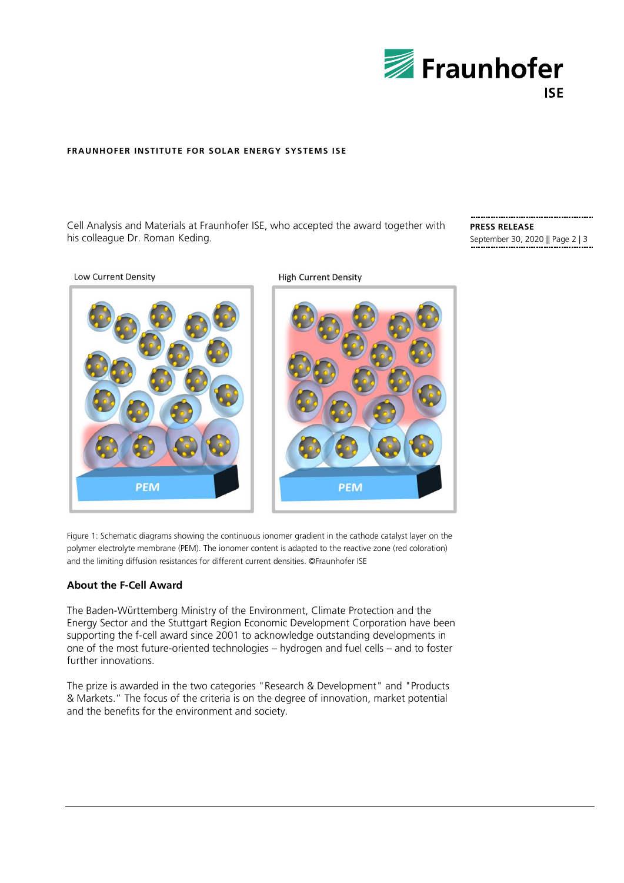Cell Analysis and Materials at Fraunhofer ISE, who accepted the award together with his colleague Dr. Roman Keding.

Figure 1: Schematic diagrams showing the continuous ionomer gradient in the cathode catalyst layer on the polymer electrolyte membrane (PEM). The ionomer content is adapted to the reactive zone (red coloration) and the limiting diffusion resistances for different current densities. ©Fraunhofer ISE

### About the F-Cell Award

The Baden-Württemberg Ministry of the Environment, Climate Protection and the Energy Sector and the Stuttgart Region Economic Development Corporation have been supporting the f-cell award since 2001 to acknowledge outstanding developments in one of the most future-oriented technologies – hydrogen and fuel cells – and to foster further innovations.

The prize is awarded in the two categories "Research & Development" and "Products & Markets." The focus of the criteria is on the degree of innovation, market potential and the benefits for the environment and society.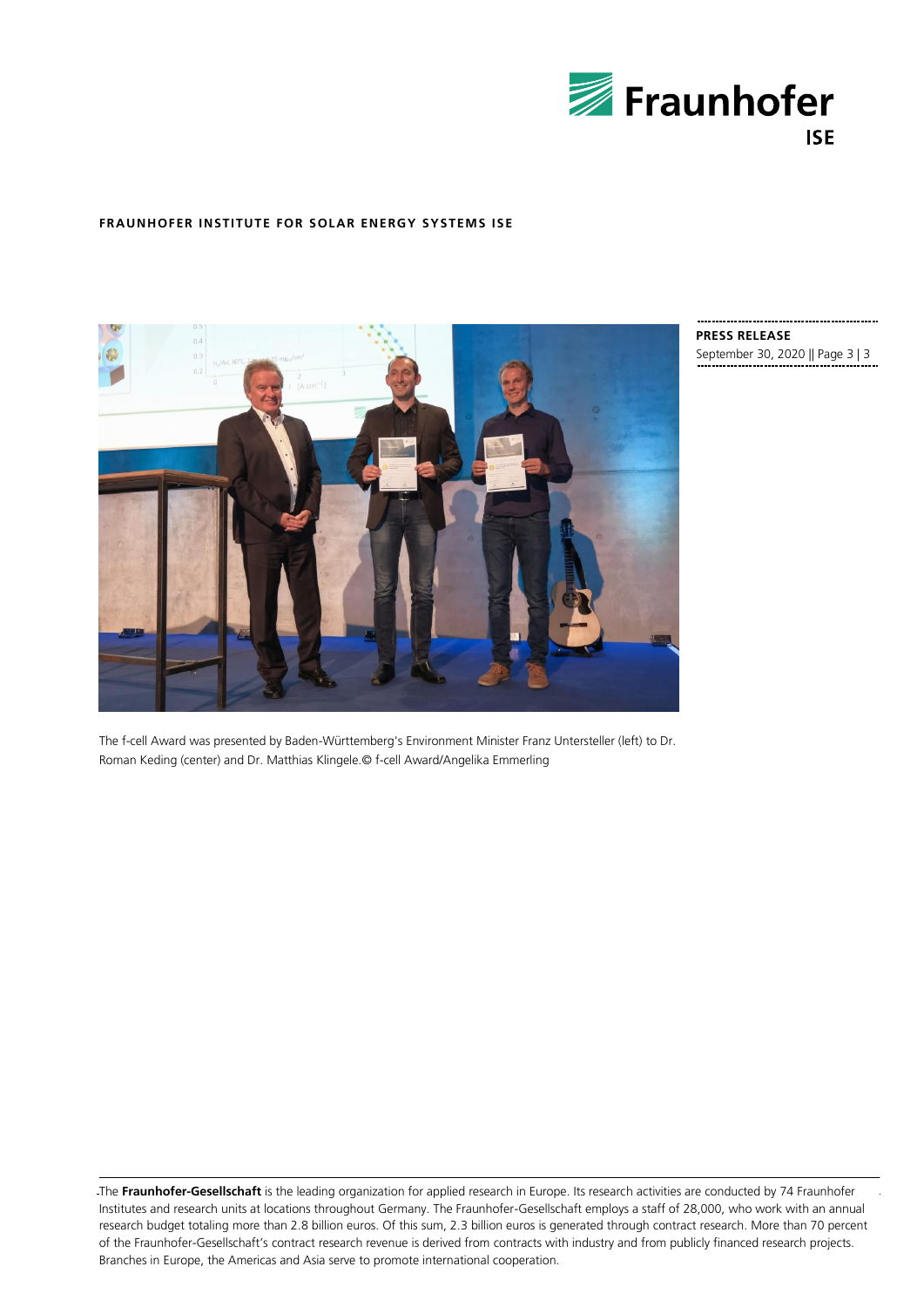The f-cell Award was presented by Baden-Württemberg's Environment Minister Franz Untersteller (left) to Dr. Roman Keding (center) and Dr. Matthias Klingele.© f-cell Award/Angelika Emmerling

The **Fraunhofer-Gesellschaft** is the leading organization for applied research in Europe. Its research activities are conducted by 74 Fraunhofer Institutes and research units at locations throughout Germany. The Fraunhofer-Gesellschaft employs a staff of 28,000, who work with an annual research budget totaling more than 2.8 billion euros. Of this sum, 2.3 billion euros is generated through contract research. More than 70 percent of the Fraunhofer-Gesellschaft's contract research revenue is derived from contracts with industry and from publicly financed research projects. Branches in Europe, the Americas and Asia serve to promote international cooperation.